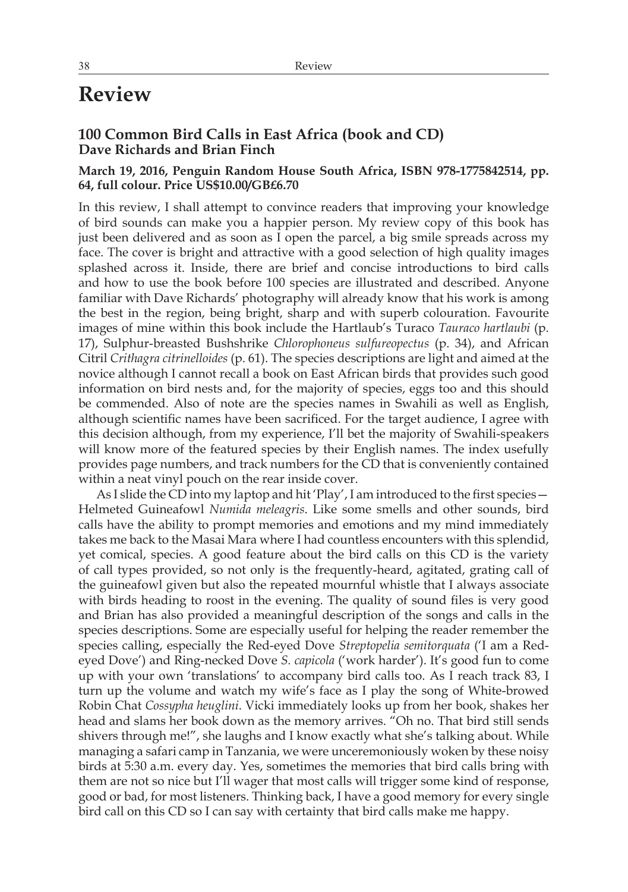# Review

## 100 Common Bird Calls in East Africa (book and CD)
## Dave Richards and Brian Finch

**March 19, 2016, Penguin Random House South Africa, ISBN 978-1775842514, pp. 64, full colour. Price US$10.00/GB£6.70**

In this review, I shall attempt to convince readers that improving your knowledge of bird sounds can make you a happier person. My review copy of this book has just been delivered and as soon as I open the parcel, a big smile spreads across my face. The cover is bright and attractive with a good selection of high quality images splashed across it. Inside, there are brief and concise introductions to bird calls and how to use the book before 100 species are illustrated and described. Anyone familiar with Dave Richards' photography will already know that his work is among the best in the region, being bright, sharp and with superb colouration. Favourite images of mine within this book include the Hartlaub's Turaco *Tauraco hartlaubi* (p. 17), Sulphur-breasted Bushshrike *Chlorophoneus sulfureopectus* (p. 34), and African Citril *Crithagra citrinelloides* (p. 61). The species descriptions are light and aimed at the novice although I cannot recall a book on East African birds that provides such good information on bird nests and, for the majority of species, eggs too and this should be commended. Also of note are the species names in Swahili as well as English, although scientific names have been sacrificed. For the target audience, I agree with this decision although, from my experience, I'll bet the majority of Swahili-speakers will know more of the featured species by their English names. The index usefully provides page numbers, and track numbers for the CD that is conveniently contained within a neat vinyl pouch on the rear inside cover.

As I slide the CD into my laptop and hit 'Play', I am introduced to the first species—Helmeted Guineafowl *Numida meleagris*. Like some smells and other sounds, bird calls have the ability to prompt memories and emotions and my mind immediately takes me back to the Masai Mara where I had countless encounters with this splendid, yet comical, species. A good feature about the bird calls on this CD is the variety of call types provided, so not only is the frequently-heard, agitated, grating call of the guineafowl given but also the repeated mournful whistle that I always associate with birds heading to roost in the evening. The quality of sound files is very good and Brian has also provided a meaningful description of the songs and calls in the species descriptions. Some are especially useful for helping the reader remember the species calling, especially the Red-eyed Dove *Streptopelia semitorquata* ('I am a Red-eyed Dove') and Ring-necked Dove *S. capicola* ('work harder'). It's good fun to come up with your own 'translations' to accompany bird calls too. As I reach track 83, I turn up the volume and watch my wife's face as I play the song of White-browed Robin Chat *Cossypha heuglini*. Vicki immediately looks up from her book, shakes her head and slams her book down as the memory arrives. "Oh no. That bird still sends shivers through me!", she laughs and I know exactly what she's talking about. While managing a safari camp in Tanzania, we were unceremoniously woken by these noisy birds at 5:30 a.m. every day. Yes, sometimes the memories that bird calls bring with them are not so nice but I'll wager that most calls will trigger some kind of response, good or bad, for most listeners. Thinking back, I have a good memory for every single bird call on this CD so I can say with certainty that bird calls make me happy.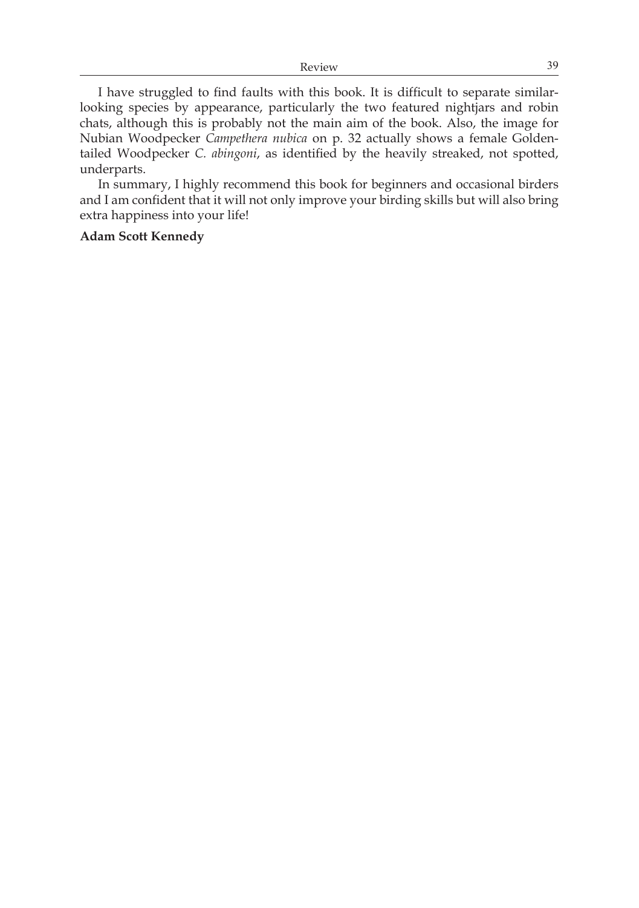I have struggled to find faults with this book. It is difficult to separate similar-looking species by appearance, particularly the two featured nightjars and robin chats, although this is probably not the main aim of the book. Also, the image for Nubian Woodpecker *Campethera nubica* on p. 32 actually shows a female Golden-tailed Woodpecker *C. abingoni*, as identified by the heavily streaked, not spotted, underparts.

In summary, I highly recommend this book for beginners and occasional birders and I am confident that it will not only improve your birding skills but will also bring extra happiness into your life!

**Adam Scott Kennedy**